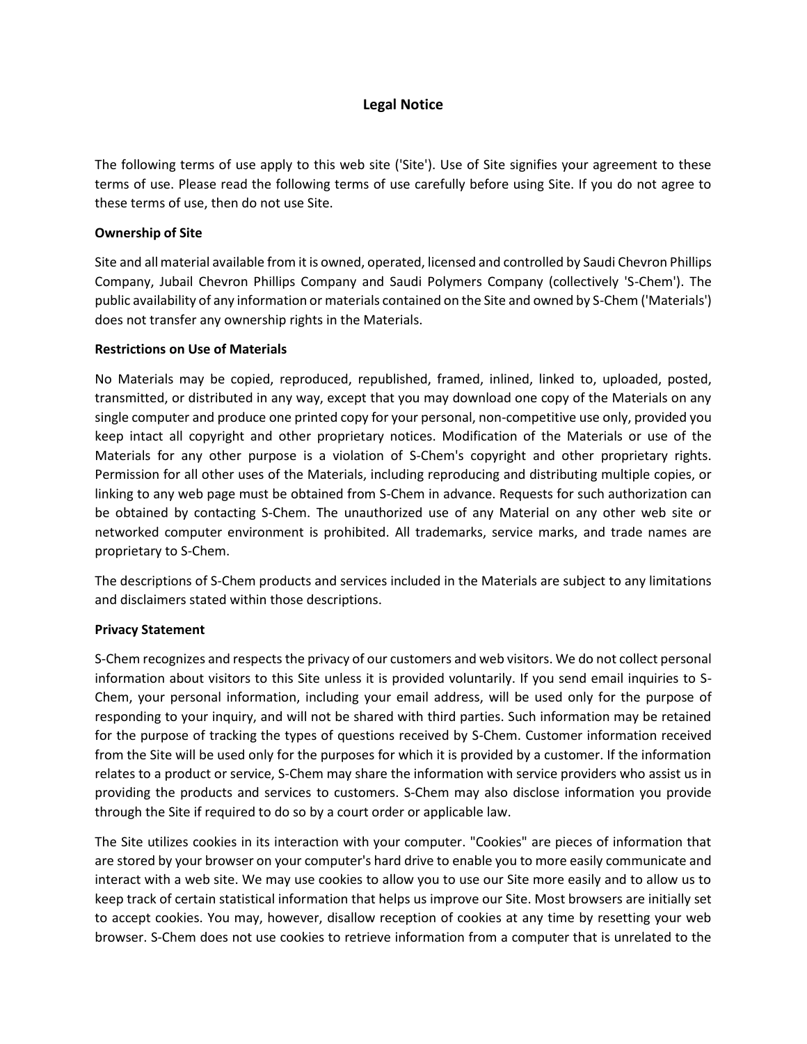# Legal Notice

The following terms of use apply to this web site ('Site'). Use of Site signifies your agreement to these terms of use. Please read the following terms of use carefully before using Site. If you do not agree to these terms of use, then do not use Site.

**Ownership of Site**

Site and all material available from it is owned, operated, licensed and controlled by Saudi Chevron Phillips Company, Jubail Chevron Phillips Company and Saudi Polymers Company (collectively 'S-Chem'). The public availability of any information or materials contained on the Site and owned by S-Chem ('Materials') does not transfer any ownership rights in the Materials.

**Restrictions on Use of Materials**

No Materials may be copied, reproduced, republished, framed, inlined, linked to, uploaded, posted, transmitted, or distributed in any way, except that you may download one copy of the Materials on any single computer and produce one printed copy for your personal, non-competitive use only, provided you keep intact all copyright and other proprietary notices. Modification of the Materials or use of the Materials for any other purpose is a violation of S-Chem's copyright and other proprietary rights. Permission for all other uses of the Materials, including reproducing and distributing multiple copies, or linking to any web page must be obtained from S-Chem in advance. Requests for such authorization can be obtained by contacting S-Chem. The unauthorized use of any Material on any other web site or networked computer environment is prohibited. All trademarks, service marks, and trade names are proprietary to S-Chem.

The descriptions of S-Chem products and services included in the Materials are subject to any limitations and disclaimers stated within those descriptions.

**Privacy Statement**

S-Chem recognizes and respects the privacy of our customers and web visitors. We do not collect personal information about visitors to this Site unless it is provided voluntarily. If you send email inquiries to S-Chem, your personal information, including your email address, will be used only for the purpose of responding to your inquiry, and will not be shared with third parties. Such information may be retained for the purpose of tracking the types of questions received by S-Chem. Customer information received from the Site will be used only for the purposes for which it is provided by a customer. If the information relates to a product or service, S-Chem may share the information with service providers who assist us in providing the products and services to customers. S-Chem may also disclose information you provide through the Site if required to do so by a court order or applicable law.

The Site utilizes cookies in its interaction with your computer. "Cookies" are pieces of information that are stored by your browser on your computer's hard drive to enable you to more easily communicate and interact with a web site. We may use cookies to allow you to use our Site more easily and to allow us to keep track of certain statistical information that helps us improve our Site. Most browsers are initially set to accept cookies. You may, however, disallow reception of cookies at any time by resetting your web browser. S-Chem does not use cookies to retrieve information from a computer that is unrelated to the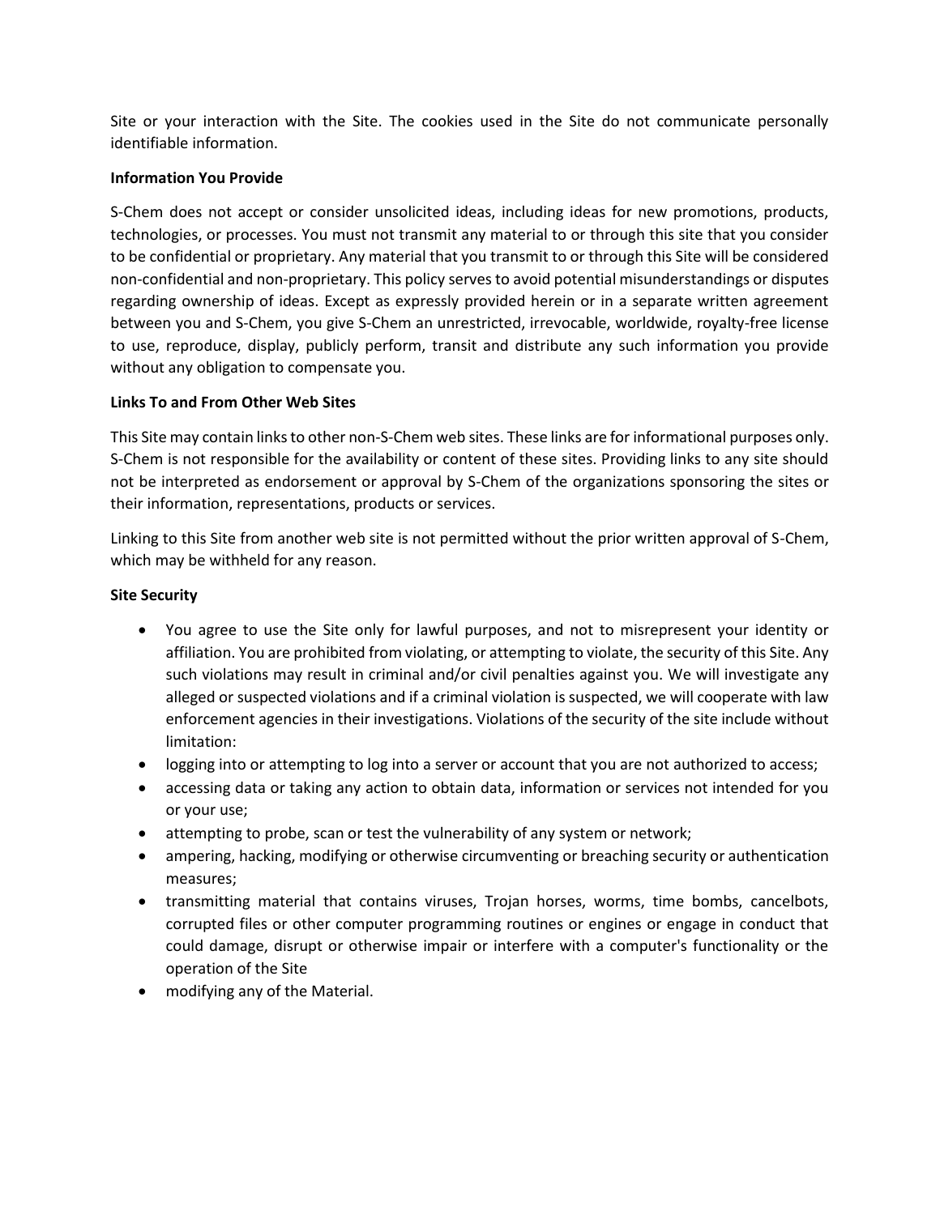Site or your interaction with the Site. The cookies used in the Site do not communicate personally identifiable information.

**Information You Provide**

S-Chem does not accept or consider unsolicited ideas, including ideas for new promotions, products, technologies, or processes. You must not transmit any material to or through this site that you consider to be confidential or proprietary. Any material that you transmit to or through this Site will be considered non-confidential and non-proprietary. This policy serves to avoid potential misunderstandings or disputes regarding ownership of ideas. Except as expressly provided herein or in a separate written agreement between you and S-Chem, you give S-Chem an unrestricted, irrevocable, worldwide, royalty-free license to use, reproduce, display, publicly perform, transit and distribute any such information you provide without any obligation to compensate you.

**Links To and From Other Web Sites**

This Site may contain links to other non-S-Chem web sites. These links are for informational purposes only. S-Chem is not responsible for the availability or content of these sites. Providing links to any site should not be interpreted as endorsement or approval by S-Chem of the organizations sponsoring the sites or their information, representations, products or services.

Linking to this Site from another web site is not permitted without the prior written approval of S-Chem, which may be withheld for any reason.

**Site Security**

- You agree to use the Site only for lawful purposes, and not to misrepresent your identity or affiliation. You are prohibited from violating, or attempting to violate, the security of this Site. Any such violations may result in criminal and/or civil penalties against you. We will investigate any alleged or suspected violations and if a criminal violation is suspected, we will cooperate with law enforcement agencies in their investigations. Violations of the security of the site include without limitation:
- logging into or attempting to log into a server or account that you are not authorized to access;
- accessing data or taking any action to obtain data, information or services not intended for you or your use;
- attempting to probe, scan or test the vulnerability of any system or network;
- ampering, hacking, modifying or otherwise circumventing or breaching security or authentication measures;
- transmitting material that contains viruses, Trojan horses, worms, time bombs, cancelbots, corrupted files or other computer programming routines or engines or engage in conduct that could damage, disrupt or otherwise impair or interfere with a computer's functionality or the operation of the Site
- modifying any of the Material.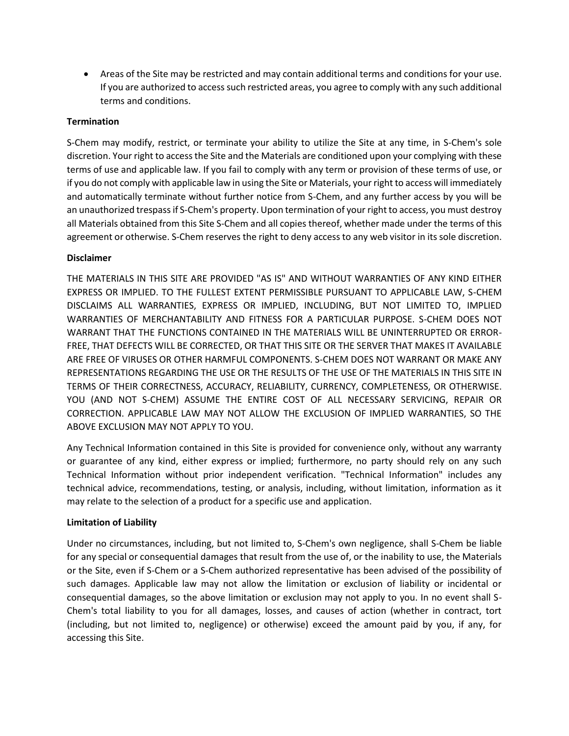- Areas of the Site may be restricted and may contain additional terms and conditions for your use. If you are authorized to access such restricted areas, you agree to comply with any such additional terms and conditions.

**Termination**

S-Chem may modify, restrict, or terminate your ability to utilize the Site at any time, in S-Chem's sole discretion. Your right to access the Site and the Materials are conditioned upon your complying with these terms of use and applicable law. If you fail to comply with any term or provision of these terms of use, or if you do not comply with applicable law in using the Site or Materials, your right to access will immediately and automatically terminate without further notice from S-Chem, and any further access by you will be an unauthorized trespass if S-Chem's property. Upon termination of your right to access, you must destroy all Materials obtained from this Site S-Chem and all copies thereof, whether made under the terms of this agreement or otherwise. S-Chem reserves the right to deny access to any web visitor in its sole discretion.

**Disclaimer**

THE MATERIALS IN THIS SITE ARE PROVIDED "AS IS" AND WITHOUT WARRANTIES OF ANY KIND EITHER EXPRESS OR IMPLIED. TO THE FULLEST EXTENT PERMISSIBLE PURSUANT TO APPLICABLE LAW, S-CHEM DISCLAIMS ALL WARRANTIES, EXPRESS OR IMPLIED, INCLUDING, BUT NOT LIMITED TO, IMPLIED WARRANTIES OF MERCHANTABILITY AND FITNESS FOR A PARTICULAR PURPOSE. S-CHEM DOES NOT WARRANT THAT THE FUNCTIONS CONTAINED IN THE MATERIALS WILL BE UNINTERRUPTED OR ERROR-FREE, THAT DEFECTS WILL BE CORRECTED, OR THAT THIS SITE OR THE SERVER THAT MAKES IT AVAILABLE ARE FREE OF VIRUSES OR OTHER HARMFUL COMPONENTS. S-CHEM DOES NOT WARRANT OR MAKE ANY REPRESENTATIONS REGARDING THE USE OR THE RESULTS OF THE USE OF THE MATERIALS IN THIS SITE IN TERMS OF THEIR CORRECTNESS, ACCURACY, RELIABILITY, CURRENCY, COMPLETENESS, OR OTHERWISE. YOU (AND NOT S-CHEM) ASSUME THE ENTIRE COST OF ALL NECESSARY SERVICING, REPAIR OR CORRECTION. APPLICABLE LAW MAY NOT ALLOW THE EXCLUSION OF IMPLIED WARRANTIES, SO THE ABOVE EXCLUSION MAY NOT APPLY TO YOU.

Any Technical Information contained in this Site is provided for convenience only, without any warranty or guarantee of any kind, either express or implied; furthermore, no party should rely on any such Technical Information without prior independent verification. "Technical Information" includes any technical advice, recommendations, testing, or analysis, including, without limitation, information as it may relate to the selection of a product for a specific use and application.

**Limitation of Liability**

Under no circumstances, including, but not limited to, S-Chem's own negligence, shall S-Chem be liable for any special or consequential damages that result from the use of, or the inability to use, the Materials or the Site, even if S-Chem or a S-Chem authorized representative has been advised of the possibility of such damages. Applicable law may not allow the limitation or exclusion of liability or incidental or consequential damages, so the above limitation or exclusion may not apply to you. In no event shall S-Chem's total liability to you for all damages, losses, and causes of action (whether in contract, tort (including, but not limited to, negligence) or otherwise) exceed the amount paid by you, if any, for accessing this Site.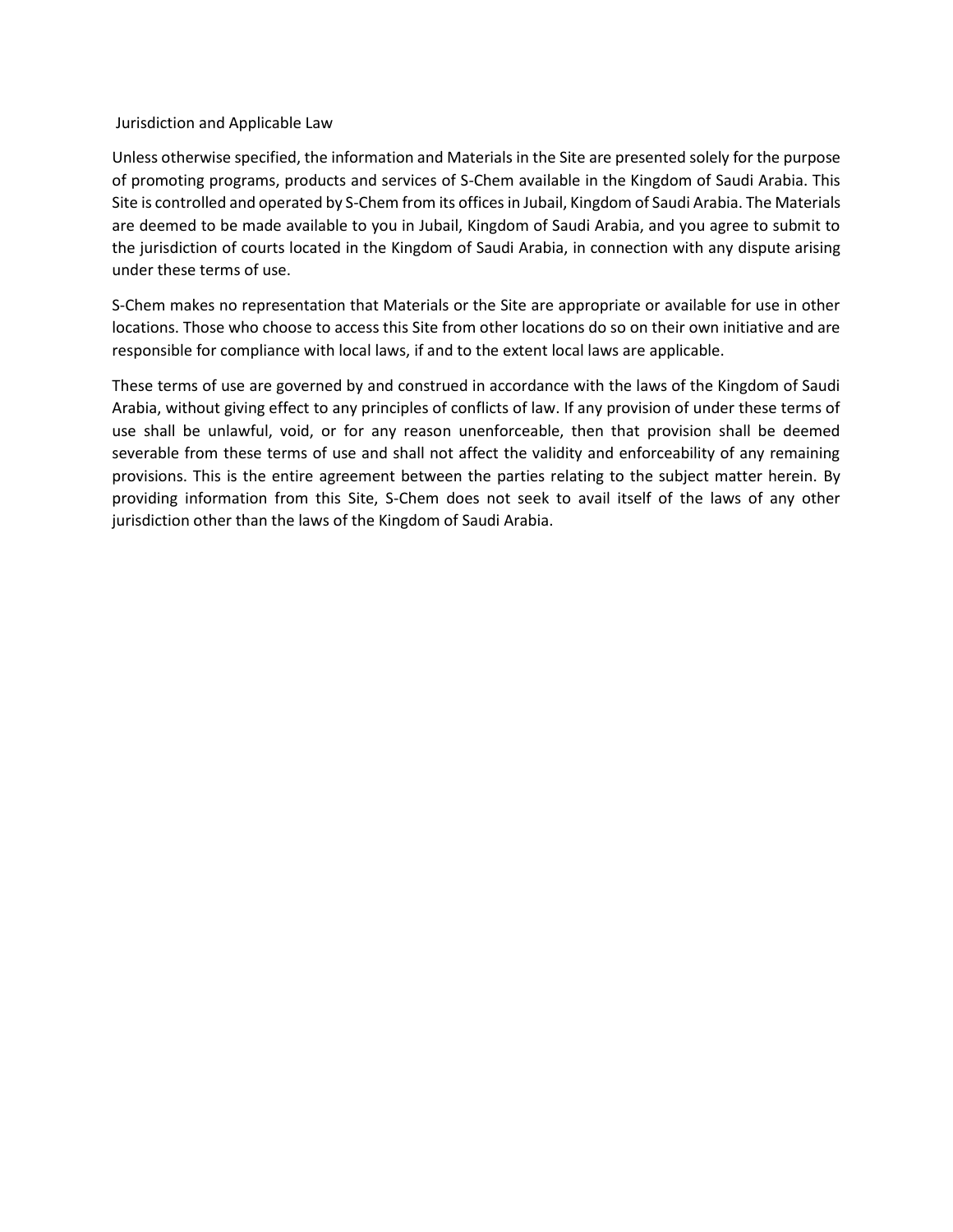## Jurisdiction and Applicable Law

Unless otherwise specified, the information and Materials in the Site are presented solely for the purpose of promoting programs, products and services of S-Chem available in the Kingdom of Saudi Arabia. This Site is controlled and operated by S-Chem from its offices in Jubail, Kingdom of Saudi Arabia. The Materials are deemed to be made available to you in Jubail, Kingdom of Saudi Arabia, and you agree to submit to the jurisdiction of courts located in the Kingdom of Saudi Arabia, in connection with any dispute arising under these terms of use.

S-Chem makes no representation that Materials or the Site are appropriate or available for use in other locations. Those who choose to access this Site from other locations do so on their own initiative and are responsible for compliance with local laws, if and to the extent local laws are applicable.

These terms of use are governed by and construed in accordance with the laws of the Kingdom of Saudi Arabia, without giving effect to any principles of conflicts of law. If any provision of under these terms of use shall be unlawful, void, or for any reason unenforceable, then that provision shall be deemed severable from these terms of use and shall not affect the validity and enforceability of any remaining provisions. This is the entire agreement between the parties relating to the subject matter herein. By providing information from this Site, S-Chem does not seek to avail itself of the laws of any other jurisdiction other than the laws of the Kingdom of Saudi Arabia.